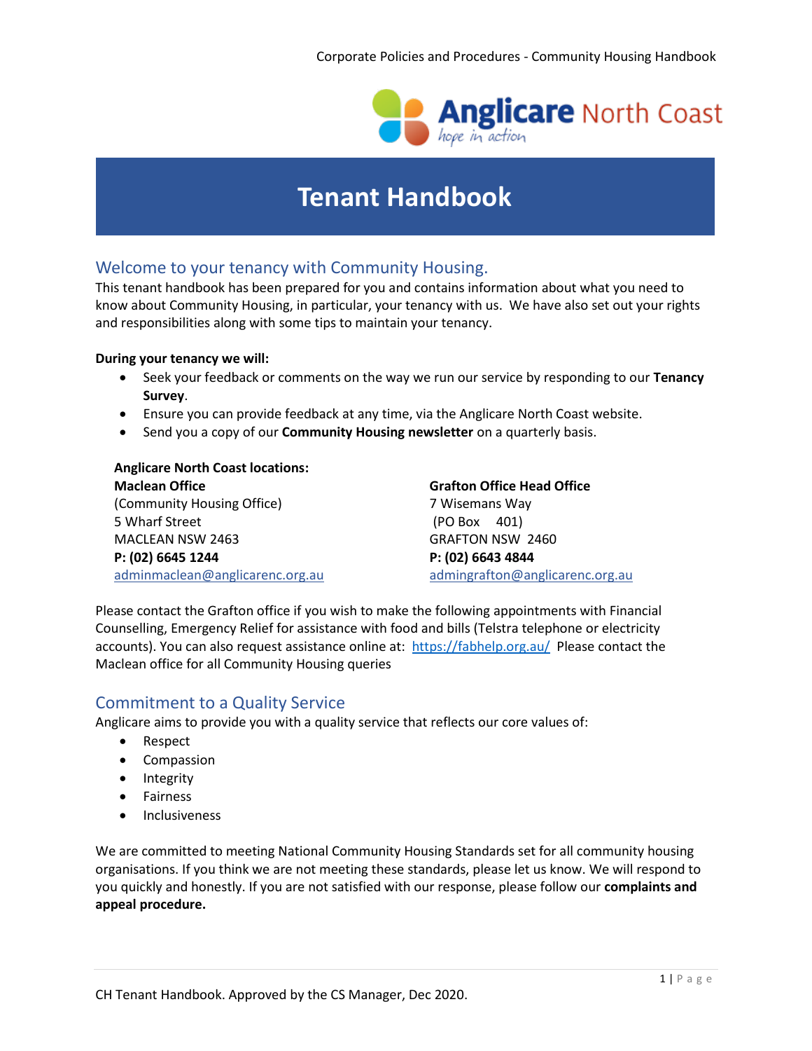# Tenant Handbook

## Welcome to your tenancy with Community Housing.

This tenant handbook has been prepared for you and contains information about what you need to know about Community Housing, in particular, your tenancy with us. We have also set out your rights and responsibilities along with some tips to maintain your tenancy.

**During your tenancy we will:**

- Seek your feedback or comments on the way we run our service by responding to our **Tenancy Survey**.
- Ensure you can provide feedback at any time, via the Anglicare North Coast website.
- Send you a copy of our **Community Housing newsletter** on a quarterly basis.

**Anglicare North Coast locations:**

**Maclean Office**
(Community Housing Office)
5 Wharf Street
MACLEAN NSW 2463
**P: (02) 6645 1244**
adminmaclean@anglicarenc.org.au

**Grafton Office Head Office**
7 Wisemans Way
(PO Box 401)
GRAFTON NSW 2460
**P: (02) 6643 4844**
admingrafton@anglicarenc.org.au

Please contact the Grafton office if you wish to make the following appointments with Financial Counselling, Emergency Relief for assistance with food and bills (Telstra telephone or electricity accounts). You can also request assistance online at: https://fabhelp.org.au/ Please contact the Maclean office for all Community Housing queries

## Commitment to a Quality Service

Anglicare aims to provide you with a quality service that reflects our core values of:

- Respect
- Compassion
- Integrity
- Fairness
- Inclusiveness

We are committed to meeting National Community Housing Standards set for all community housing organisations. If you think we are not meeting these standards, please let us know. We will respond to you quickly and honestly. If you are not satisfied with our response, please follow our **complaints and appeal procedure.**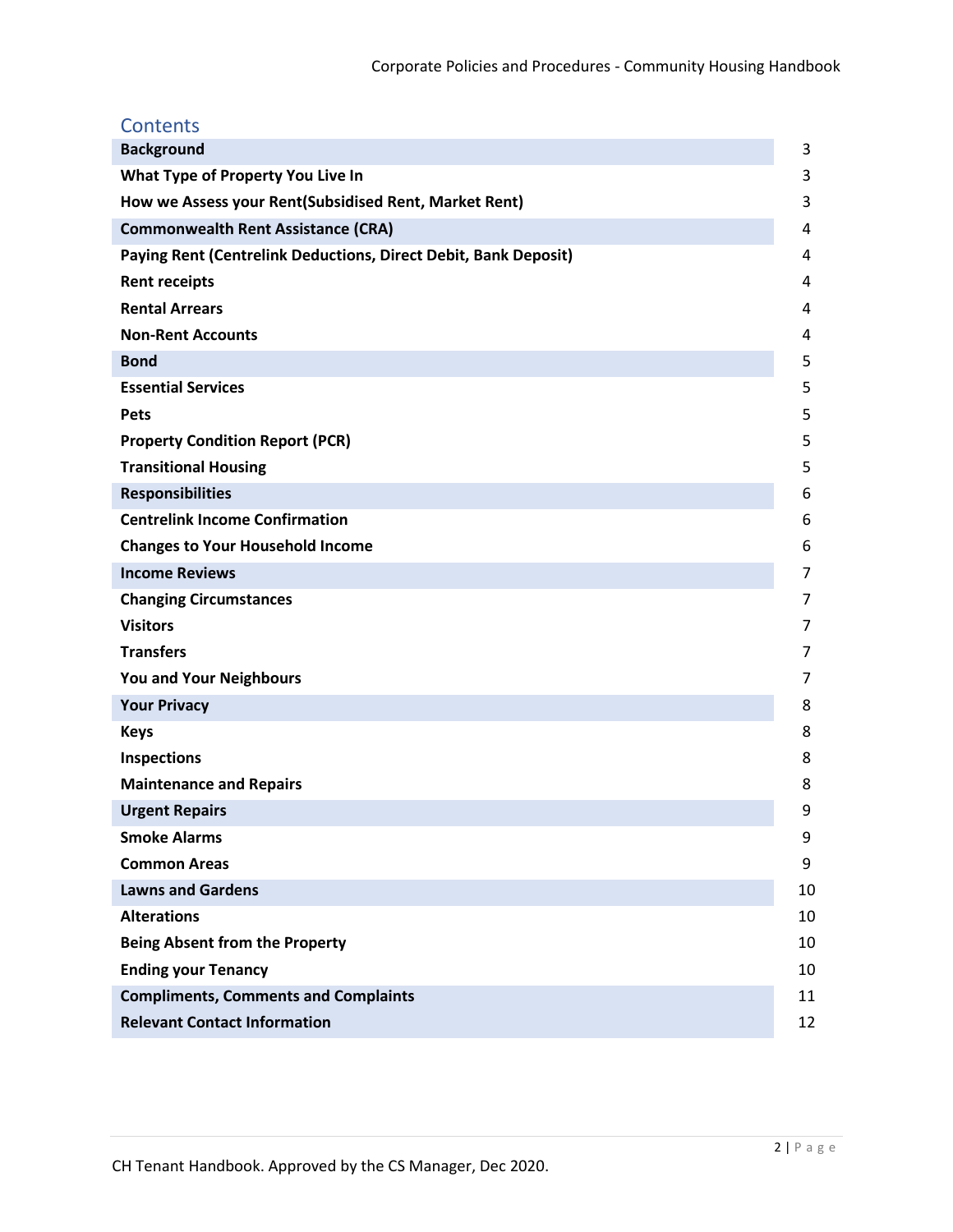## Contents

| | |
|---|---|
| **Background** | 3 |
| **What Type of Property You Live In** | 3 |
| **How we Assess your Rent(Subsidised Rent, Market Rent)** | 3 |
| **Commonwealth Rent Assistance (CRA)** | 4 |
| **Paying Rent (Centrelink Deductions, Direct Debit, Bank Deposit)** | 4 |
| **Rent receipts** | 4 |
| **Rental Arrears** | 4 |
| **Non-Rent Accounts** | 4 |
| **Bond** | 5 |
| **Essential Services** | 5 |
| **Pets** | 5 |
| **Property Condition Report (PCR)** | 5 |
| **Transitional Housing** | 5 |
| **Responsibilities** | 6 |
| **Centrelink Income Confirmation** | 6 |
| **Changes to Your Household Income** | 6 |
| **Income Reviews** | 7 |
| **Changing Circumstances** | 7 |
| **Visitors** | 7 |
| **Transfers** | 7 |
| **You and Your Neighbours** | 7 |
| **Your Privacy** | 8 |
| **Keys** | 8 |
| **Inspections** | 8 |
| **Maintenance and Repairs** | 8 |
| **Urgent Repairs** | 9 |
| **Smoke Alarms** | 9 |
| **Common Areas** | 9 |
| **Lawns and Gardens** | 10 |
| **Alterations** | 10 |
| **Being Absent from the Property** | 10 |
| **Ending your Tenancy** | 10 |
| **Compliments, Comments and Complaints** | 11 |
| **Relevant Contact Information** | 12 |

CH Tenant Handbook. Approved by the CS Manager, Dec 2020.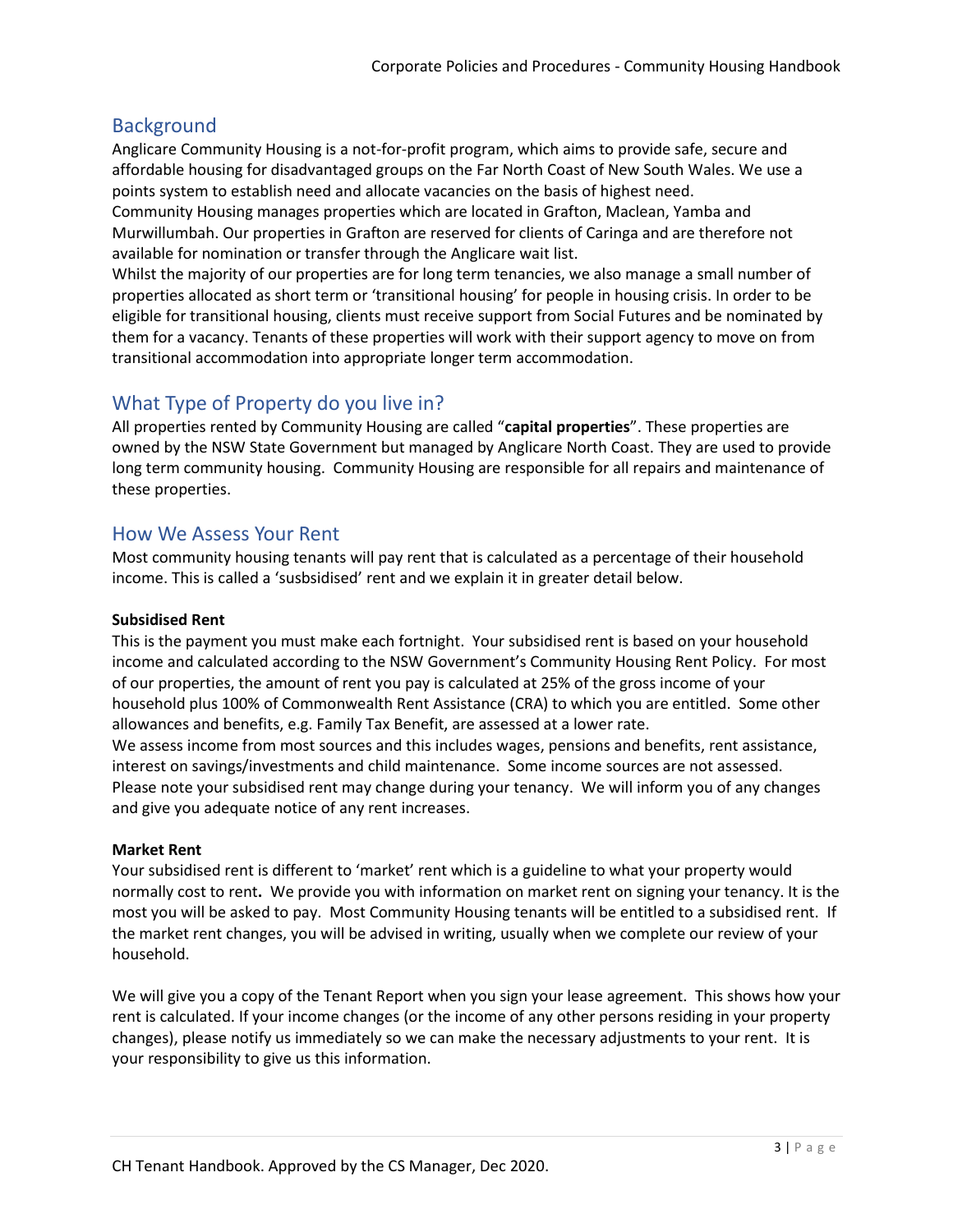## Background

Anglicare Community Housing is a not-for-profit program, which aims to provide safe, secure and affordable housing for disadvantaged groups on the Far North Coast of New South Wales. We use a points system to establish need and allocate vacancies on the basis of highest need.

Community Housing manages properties which are located in Grafton, Maclean, Yamba and Murwillumbah. Our properties in Grafton are reserved for clients of Caringa and are therefore not available for nomination or transfer through the Anglicare wait list.

Whilst the majority of our properties are for long term tenancies, we also manage a small number of properties allocated as short term or 'transitional housing' for people in housing crisis. In order to be eligible for transitional housing, clients must receive support from Social Futures and be nominated by them for a vacancy. Tenants of these properties will work with their support agency to move on from transitional accommodation into appropriate longer term accommodation.

## What Type of Property do you live in?

All properties rented by Community Housing are called "**capital properties**". These properties are owned by the NSW State Government but managed by Anglicare North Coast. They are used to provide long term community housing. Community Housing are responsible for all repairs and maintenance of these properties.

## How We Assess Your Rent

Most community housing tenants will pay rent that is calculated as a percentage of their household income. This is called a 'susbsidised' rent and we explain it in greater detail below.

**Subsidised Rent**

This is the payment you must make each fortnight. Your subsidised rent is based on your household income and calculated according to the NSW Government's Community Housing Rent Policy. For most of our properties, the amount of rent you pay is calculated at 25% of the gross income of your household plus 100% of Commonwealth Rent Assistance (CRA) to which you are entitled. Some other allowances and benefits, e.g. Family Tax Benefit, are assessed at a lower rate.

We assess income from most sources and this includes wages, pensions and benefits, rent assistance, interest on savings/investments and child maintenance. Some income sources are not assessed. Please note your subsidised rent may change during your tenancy. We will inform you of any changes and give you adequate notice of any rent increases.

**Market Rent**

Your subsidised rent is different to 'market' rent which is a guideline to what your property would normally cost to rent**.** We provide you with information on market rent on signing your tenancy. It is the most you will be asked to pay. Most Community Housing tenants will be entitled to a subsidised rent. If the market rent changes, you will be advised in writing, usually when we complete our review of your household.

We will give you a copy of the Tenant Report when you sign your lease agreement. This shows how your rent is calculated. If your income changes (or the income of any other persons residing in your property changes), please notify us immediately so we can make the necessary adjustments to your rent. It is your responsibility to give us this information.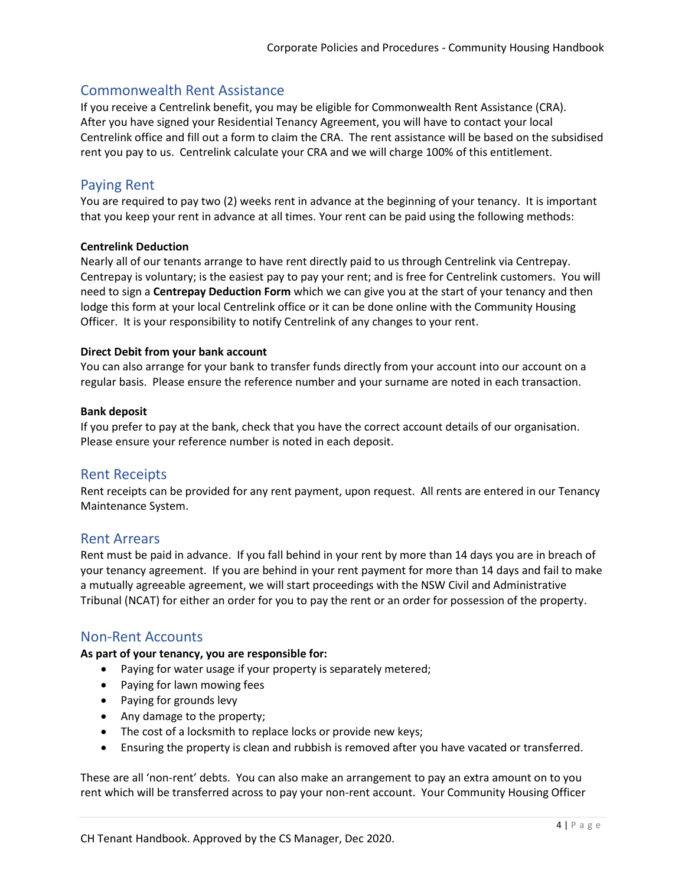## Commonwealth Rent Assistance

If you receive a Centrelink benefit, you may be eligible for Commonwealth Rent Assistance (CRA). After you have signed your Residential Tenancy Agreement, you will have to contact your local Centrelink office and fill out a form to claim the CRA. The rent assistance will be based on the subsidised rent you pay to us. Centrelink calculate your CRA and we will charge 100% of this entitlement.

## Paying Rent

You are required to pay two (2) weeks rent in advance at the beginning of your tenancy. It is important that you keep your rent in advance at all times. Your rent can be paid using the following methods:

**Centrelink Deduction**

Nearly all of our tenants arrange to have rent directly paid to us through Centrelink via Centrepay. Centrepay is voluntary; is the easiest pay to pay your rent; and is free for Centrelink customers. You will need to sign a **Centrepay Deduction Form** which we can give you at the start of your tenancy and then lodge this form at your local Centrelink office or it can be done online with the Community Housing Officer. It is your responsibility to notify Centrelink of any changes to your rent.

**Direct Debit from your bank account**

You can also arrange for your bank to transfer funds directly from your account into our account on a regular basis. Please ensure the reference number and your surname are noted in each transaction.

**Bank deposit**

If you prefer to pay at the bank, check that you have the correct account details of our organisation. Please ensure your reference number is noted in each deposit.

## Rent Receipts

Rent receipts can be provided for any rent payment, upon request. All rents are entered in our Tenancy Maintenance System.

## Rent Arrears

Rent must be paid in advance. If you fall behind in your rent by more than 14 days you are in breach of your tenancy agreement. If you are behind in your rent payment for more than 14 days and fail to make a mutually agreeable agreement, we will start proceedings with the NSW Civil and Administrative Tribunal (NCAT) for either an order for you to pay the rent or an order for possession of the property.

## Non-Rent Accounts

**As part of your tenancy, you are responsible for:**

- Paying for water usage if your property is separately metered;
- Paying for lawn mowing fees
- Paying for grounds levy
- Any damage to the property;
- The cost of a locksmith to replace locks or provide new keys;
- Ensuring the property is clean and rubbish is removed after you have vacated or transferred.

These are all 'non-rent' debts. You can also make an arrangement to pay an extra amount on to you rent which will be transferred across to pay your non-rent account. Your Community Housing Officer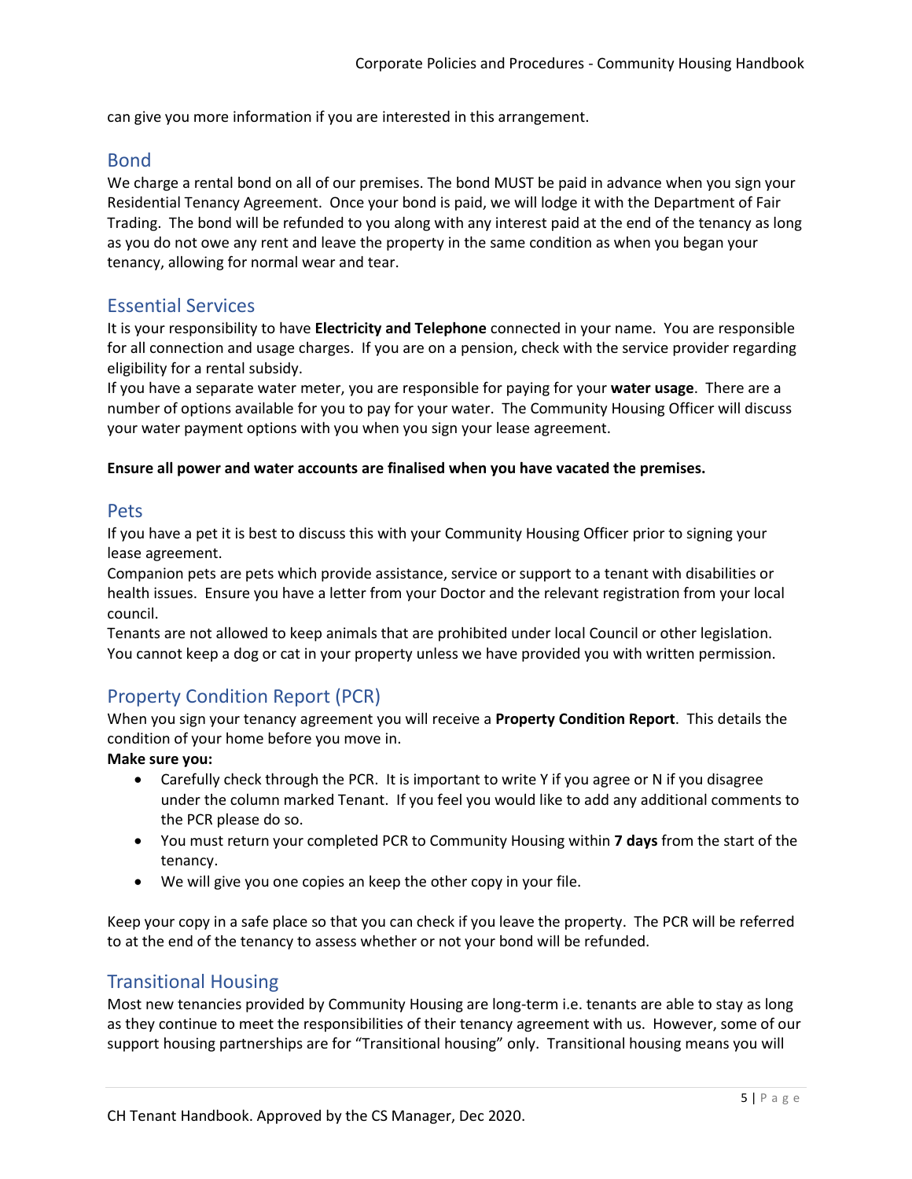can give you more information if you are interested in this arrangement.

## Bond

We charge a rental bond on all of our premises. The bond MUST be paid in advance when you sign your Residential Tenancy Agreement. Once your bond is paid, we will lodge it with the Department of Fair Trading. The bond will be refunded to you along with any interest paid at the end of the tenancy as long as you do not owe any rent and leave the property in the same condition as when you began your tenancy, allowing for normal wear and tear.

## Essential Services

It is your responsibility to have **Electricity and Telephone** connected in your name. You are responsible for all connection and usage charges. If you are on a pension, check with the service provider regarding eligibility for a rental subsidy.

If you have a separate water meter, you are responsible for paying for your **water usage**. There are a number of options available for you to pay for your water. The Community Housing Officer will discuss your water payment options with you when you sign your lease agreement.

**Ensure all power and water accounts are finalised when you have vacated the premises.**

## Pets

If you have a pet it is best to discuss this with your Community Housing Officer prior to signing your lease agreement.

Companion pets are pets which provide assistance, service or support to a tenant with disabilities or health issues. Ensure you have a letter from your Doctor and the relevant registration from your local council.

Tenants are not allowed to keep animals that are prohibited under local Council or other legislation. You cannot keep a dog or cat in your property unless we have provided you with written permission.

## Property Condition Report (PCR)

When you sign your tenancy agreement you will receive a **Property Condition Report**. This details the condition of your home before you move in.

**Make sure you:**

- Carefully check through the PCR. It is important to write Y if you agree or N if you disagree under the column marked Tenant. If you feel you would like to add any additional comments to the PCR please do so.
- You must return your completed PCR to Community Housing within **7 days** from the start of the tenancy.
- We will give you one copies an keep the other copy in your file.

Keep your copy in a safe place so that you can check if you leave the property. The PCR will be referred to at the end of the tenancy to assess whether or not your bond will be refunded.

## Transitional Housing

Most new tenancies provided by Community Housing are long-term i.e. tenants are able to stay as long as they continue to meet the responsibilities of their tenancy agreement with us. However, some of our support housing partnerships are for "Transitional housing" only. Transitional housing means you will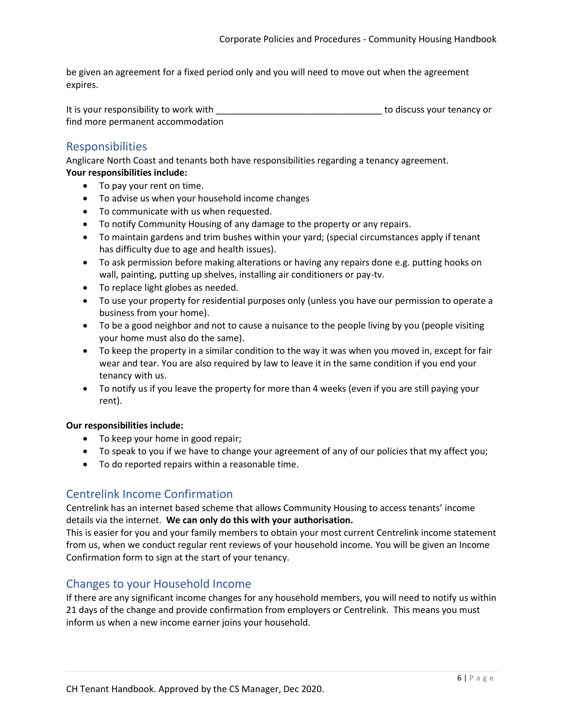be given an agreement for a fixed period only and you will need to move out when the agreement expires.

It is your responsibility to work with ________________________________ to discuss your tenancy or find more permanent accommodation

## Responsibilities

Anglicare North Coast and tenants both have responsibilities regarding a tenancy agreement.

**Your responsibilities include:**

- To pay your rent on time.
- To advise us when your household income changes
- To communicate with us when requested.
- To notify Community Housing of any damage to the property or any repairs.
- To maintain gardens and trim bushes within your yard; (special circumstances apply if tenant has difficulty due to age and health issues).
- To ask permission before making alterations or having any repairs done e.g. putting hooks on wall, painting, putting up shelves, installing air conditioners or pay-tv.
- To replace light globes as needed.
- To use your property for residential purposes only (unless you have our permission to operate a business from your home).
- To be a good neighbor and not to cause a nuisance to the people living by you (people visiting your home must also do the same).
- To keep the property in a similar condition to the way it was when you moved in, except for fair wear and tear. You are also required by law to leave it in the same condition if you end your tenancy with us.
- To notify us if you leave the property for more than 4 weeks (even if you are still paying your rent).

**Our responsibilities include:**

- To keep your home in good repair;
- To speak to you if we have to change your agreement of any of our policies that my affect you;
- To do reported repairs within a reasonable time.

## Centrelink Income Confirmation

Centrelink has an internet based scheme that allows Community Housing to access tenants' income details via the internet. **We can only do this with your authorisation.**

This is easier for you and your family members to obtain your most current Centrelink income statement from us, when we conduct regular rent reviews of your household income. You will be given an Income Confirmation form to sign at the start of your tenancy.

## Changes to your Household Income

If there are any significant income changes for any household members, you will need to notify us within 21 days of the change and provide confirmation from employers or Centrelink. This means you must inform us when a new income earner joins your household.

CH Tenant Handbook. Approved by the CS Manager, Dec 2020.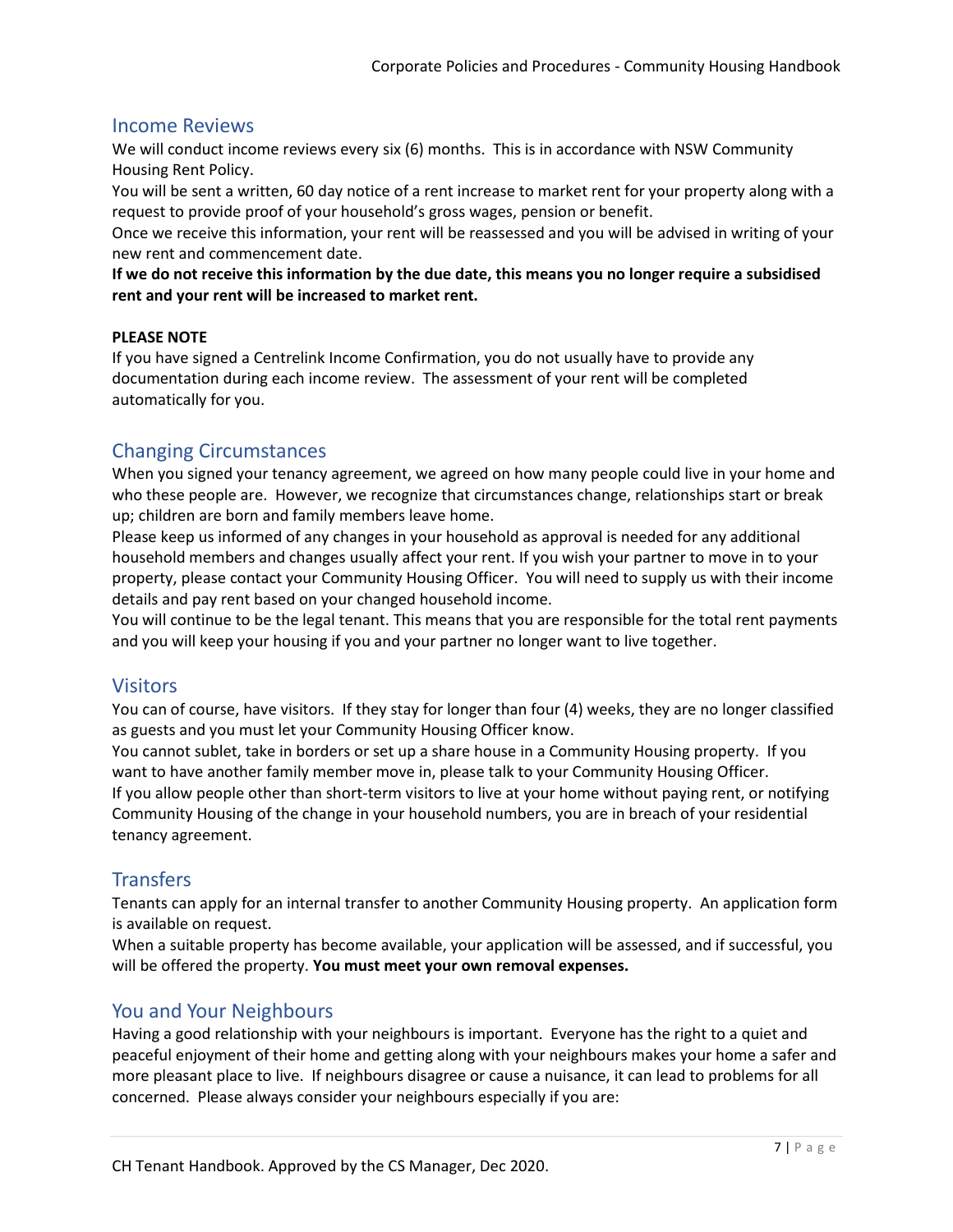## Income Reviews

We will conduct income reviews every six (6) months. This is in accordance with NSW Community Housing Rent Policy.

You will be sent a written, 60 day notice of a rent increase to market rent for your property along with a request to provide proof of your household's gross wages, pension or benefit.

Once we receive this information, your rent will be reassessed and you will be advised in writing of your new rent and commencement date.

**If we do not receive this information by the due date, this means you no longer require a subsidised rent and your rent will be increased to market rent.**

**PLEASE NOTE**

If you have signed a Centrelink Income Confirmation, you do not usually have to provide any documentation during each income review. The assessment of your rent will be completed automatically for you.

## Changing Circumstances

When you signed your tenancy agreement, we agreed on how many people could live in your home and who these people are. However, we recognize that circumstances change, relationships start or break up; children are born and family members leave home.

Please keep us informed of any changes in your household as approval is needed for any additional household members and changes usually affect your rent. If you wish your partner to move in to your property, please contact your Community Housing Officer. You will need to supply us with their income details and pay rent based on your changed household income.

You will continue to be the legal tenant. This means that you are responsible for the total rent payments and you will keep your housing if you and your partner no longer want to live together.

## Visitors

You can of course, have visitors. If they stay for longer than four (4) weeks, they are no longer classified as guests and you must let your Community Housing Officer know.

You cannot sublet, take in borders or set up a share house in a Community Housing property. If you want to have another family member move in, please talk to your Community Housing Officer.

If you allow people other than short-term visitors to live at your home without paying rent, or notifying Community Housing of the change in your household numbers, you are in breach of your residential tenancy agreement.

## Transfers

Tenants can apply for an internal transfer to another Community Housing property. An application form is available on request.

When a suitable property has become available, your application will be assessed, and if successful, you will be offered the property. **You must meet your own removal expenses.**

## You and Your Neighbours

Having a good relationship with your neighbours is important. Everyone has the right to a quiet and peaceful enjoyment of their home and getting along with your neighbours makes your home a safer and more pleasant place to live. If neighbours disagree or cause a nuisance, it can lead to problems for all concerned. Please always consider your neighbours especially if you are: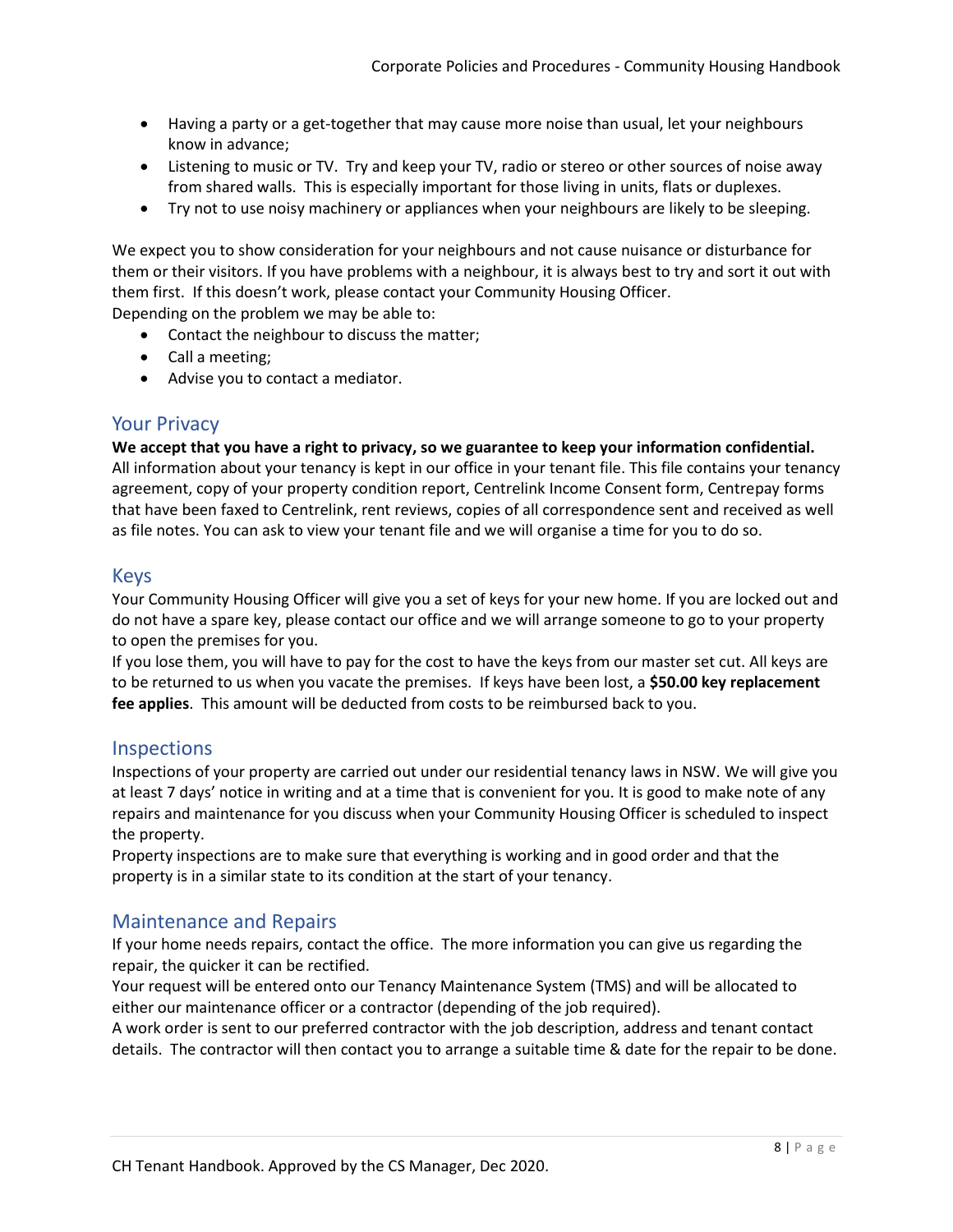- Having a party or a get-together that may cause more noise than usual, let your neighbours know in advance;
- Listening to music or TV. Try and keep your TV, radio or stereo or other sources of noise away from shared walls. This is especially important for those living in units, flats or duplexes.
- Try not to use noisy machinery or appliances when your neighbours are likely to be sleeping.

We expect you to show consideration for your neighbours and not cause nuisance or disturbance for them or their visitors. If you have problems with a neighbour, it is always best to try and sort it out with them first. If this doesn't work, please contact your Community Housing Officer.
Depending on the problem we may be able to:

- Contact the neighbour to discuss the matter;
- Call a meeting;
- Advise you to contact a mediator.

## Your Privacy

**We accept that you have a right to privacy, so we guarantee to keep your information confidential.** All information about your tenancy is kept in our office in your tenant file. This file contains your tenancy agreement, copy of your property condition report, Centrelink Income Consent form, Centrepay forms that have been faxed to Centrelink, rent reviews, copies of all correspondence sent and received as well as file notes. You can ask to view your tenant file and we will organise a time for you to do so.

## Keys

Your Community Housing Officer will give you a set of keys for your new home. If you are locked out and do not have a spare key, please contact our office and we will arrange someone to go to your property to open the premises for you.
If you lose them, you will have to pay for the cost to have the keys from our master set cut. All keys are to be returned to us when you vacate the premises. If keys have been lost, a **$50.00 key replacement fee applies**. This amount will be deducted from costs to be reimbursed back to you.

## Inspections

Inspections of your property are carried out under our residential tenancy laws in NSW. We will give you at least 7 days' notice in writing and at a time that is convenient for you. It is good to make note of any repairs and maintenance for you discuss when your Community Housing Officer is scheduled to inspect the property.
Property inspections are to make sure that everything is working and in good order and that the property is in a similar state to its condition at the start of your tenancy.

## Maintenance and Repairs

If your home needs repairs, contact the office. The more information you can give us regarding the repair, the quicker it can be rectified.
Your request will be entered onto our Tenancy Maintenance System (TMS) and will be allocated to either our maintenance officer or a contractor (depending of the job required).
A work order is sent to our preferred contractor with the job description, address and tenant contact details. The contractor will then contact you to arrange a suitable time & date for the repair to be done.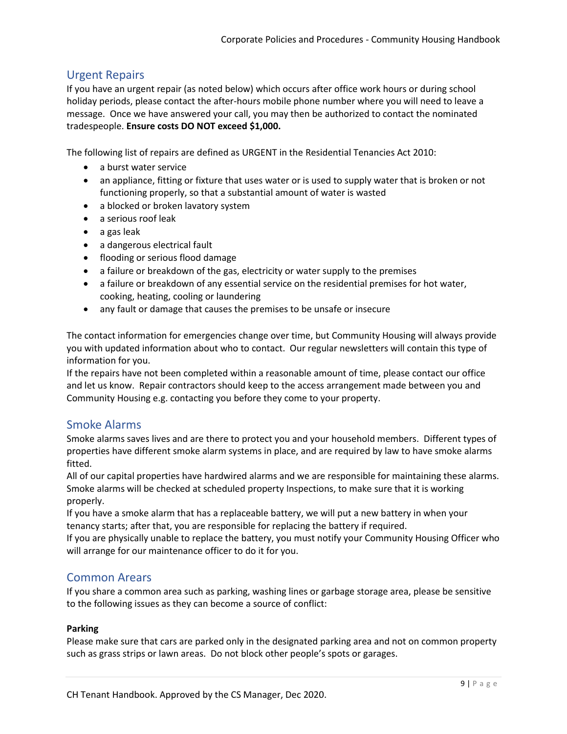## Urgent Repairs

If you have an urgent repair (as noted below) which occurs after office work hours or during school holiday periods, please contact the after-hours mobile phone number where you will need to leave a message. Once we have answered your call, you may then be authorized to contact the nominated tradespeople. **Ensure costs DO NOT exceed $1,000.**

The following list of repairs are defined as URGENT in the Residential Tenancies Act 2010:

- a burst water service
- an appliance, fitting or fixture that uses water or is used to supply water that is broken or not functioning properly, so that a substantial amount of water is wasted
- a blocked or broken lavatory system
- a serious roof leak
- a gas leak
- a dangerous electrical fault
- flooding or serious flood damage
- a failure or breakdown of the gas, electricity or water supply to the premises
- a failure or breakdown of any essential service on the residential premises for hot water, cooking, heating, cooling or laundering
- any fault or damage that causes the premises to be unsafe or insecure

The contact information for emergencies change over time, but Community Housing will always provide you with updated information about who to contact. Our regular newsletters will contain this type of information for you.

If the repairs have not been completed within a reasonable amount of time, please contact our office and let us know. Repair contractors should keep to the access arrangement made between you and Community Housing e.g. contacting you before they come to your property.

## Smoke Alarms

Smoke alarms saves lives and are there to protect you and your household members. Different types of properties have different smoke alarm systems in place, and are required by law to have smoke alarms fitted.

All of our capital properties have hardwired alarms and we are responsible for maintaining these alarms. Smoke alarms will be checked at scheduled property Inspections, to make sure that it is working properly.

If you have a smoke alarm that has a replaceable battery, we will put a new battery in when your tenancy starts; after that, you are responsible for replacing the battery if required.

If you are physically unable to replace the battery, you must notify your Community Housing Officer who will arrange for our maintenance officer to do it for you.

## Common Arears

If you share a common area such as parking, washing lines or garbage storage area, please be sensitive to the following issues as they can become a source of conflict:

**Parking**

Please make sure that cars are parked only in the designated parking area and not on common property such as grass strips or lawn areas. Do not block other people's spots or garages.

CH Tenant Handbook. Approved by the CS Manager, Dec 2020.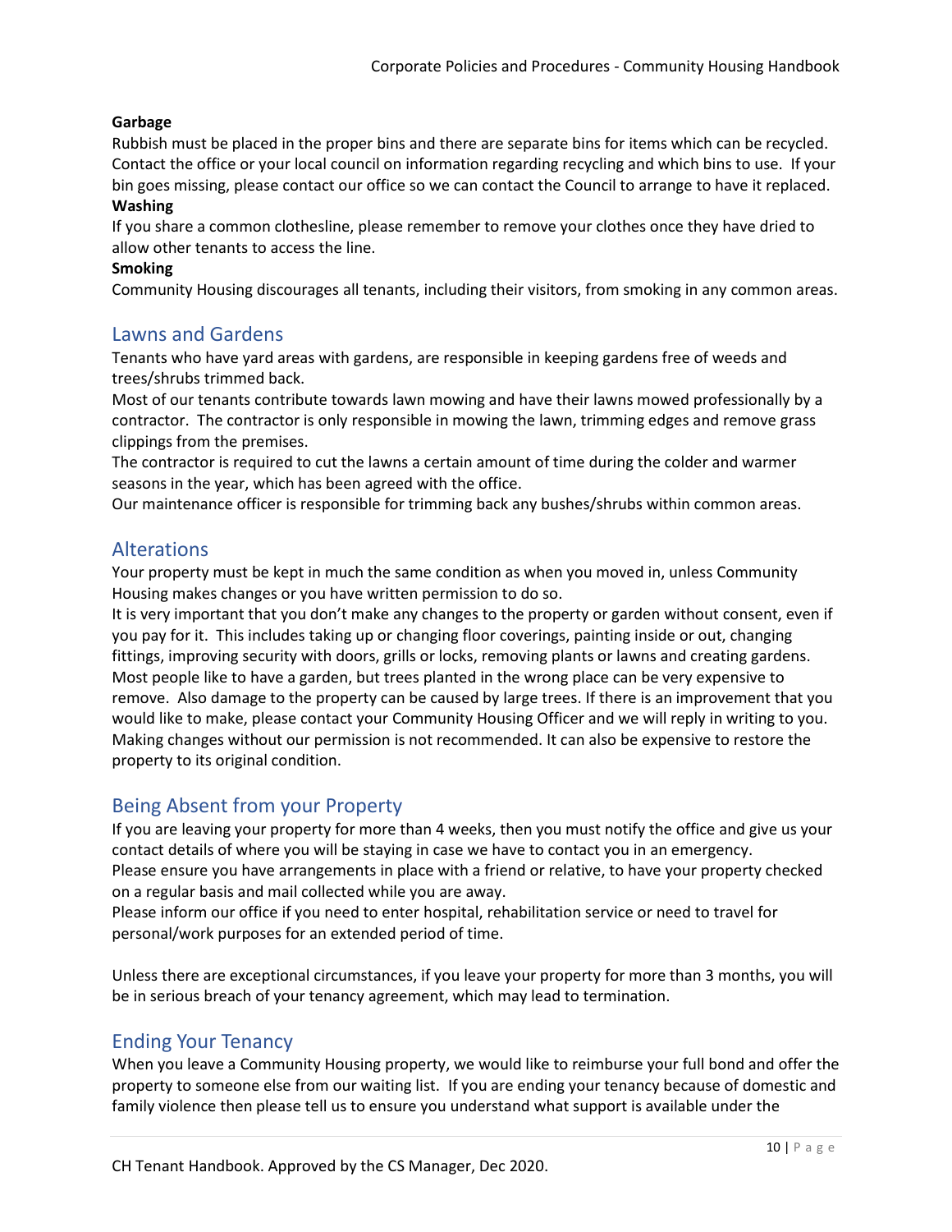**Garbage**

Rubbish must be placed in the proper bins and there are separate bins for items which can be recycled. Contact the office or your local council on information regarding recycling and which bins to use. If your bin goes missing, please contact our office so we can contact the Council to arrange to have it replaced.

**Washing**

If you share a common clothesline, please remember to remove your clothes once they have dried to allow other tenants to access the line.

**Smoking**

Community Housing discourages all tenants, including their visitors, from smoking in any common areas.

## Lawns and Gardens

Tenants who have yard areas with gardens, are responsible in keeping gardens free of weeds and trees/shrubs trimmed back.

Most of our tenants contribute towards lawn mowing and have their lawns mowed professionally by a contractor. The contractor is only responsible in mowing the lawn, trimming edges and remove grass clippings from the premises.

The contractor is required to cut the lawns a certain amount of time during the colder and warmer seasons in the year, which has been agreed with the office.

Our maintenance officer is responsible for trimming back any bushes/shrubs within common areas.

## Alterations

Your property must be kept in much the same condition as when you moved in, unless Community Housing makes changes or you have written permission to do so.

It is very important that you don't make any changes to the property or garden without consent, even if you pay for it. This includes taking up or changing floor coverings, painting inside or out, changing fittings, improving security with doors, grills or locks, removing plants or lawns and creating gardens. Most people like to have a garden, but trees planted in the wrong place can be very expensive to remove. Also damage to the property can be caused by large trees. If there is an improvement that you would like to make, please contact your Community Housing Officer and we will reply in writing to you. Making changes without our permission is not recommended. It can also be expensive to restore the property to its original condition.

## Being Absent from your Property

If you are leaving your property for more than 4 weeks, then you must notify the office and give us your contact details of where you will be staying in case we have to contact you in an emergency.

Please ensure you have arrangements in place with a friend or relative, to have your property checked on a regular basis and mail collected while you are away.

Please inform our office if you need to enter hospital, rehabilitation service or need to travel for personal/work purposes for an extended period of time.

Unless there are exceptional circumstances, if you leave your property for more than 3 months, you will be in serious breach of your tenancy agreement, which may lead to termination.

## Ending Your Tenancy

When you leave a Community Housing property, we would like to reimburse your full bond and offer the property to someone else from our waiting list. If you are ending your tenancy because of domestic and family violence then please tell us to ensure you understand what support is available under the

CH Tenant Handbook. Approved by the CS Manager, Dec 2020.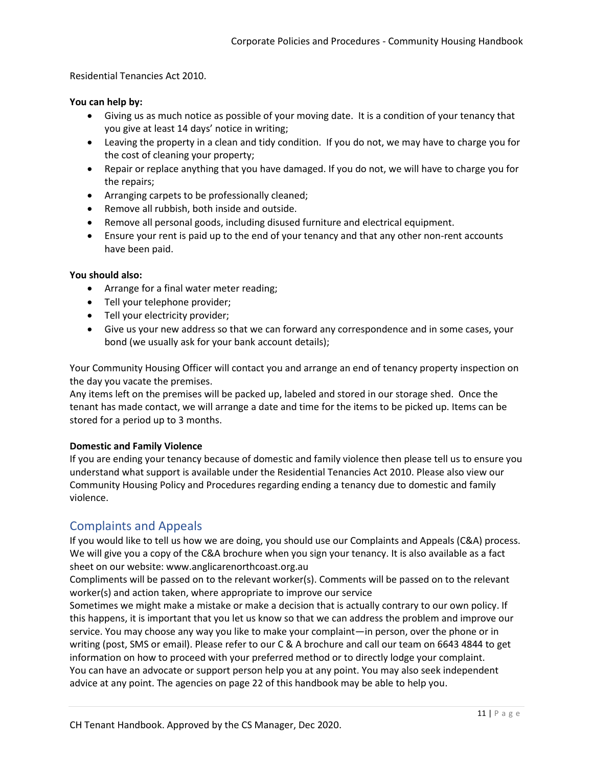Residential Tenancies Act 2010.

**You can help by:**

- Giving us as much notice as possible of your moving date. It is a condition of your tenancy that you give at least 14 days' notice in writing;
- Leaving the property in a clean and tidy condition. If you do not, we may have to charge you for the cost of cleaning your property;
- Repair or replace anything that you have damaged. If you do not, we will have to charge you for the repairs;
- Arranging carpets to be professionally cleaned;
- Remove all rubbish, both inside and outside.
- Remove all personal goods, including disused furniture and electrical equipment.
- Ensure your rent is paid up to the end of your tenancy and that any other non-rent accounts have been paid.

**You should also:**

- Arrange for a final water meter reading;
- Tell your telephone provider;
- Tell your electricity provider;
- Give us your new address so that we can forward any correspondence and in some cases, your bond (we usually ask for your bank account details);

Your Community Housing Officer will contact you and arrange an end of tenancy property inspection on the day you vacate the premises.
Any items left on the premises will be packed up, labeled and stored in our storage shed. Once the tenant has made contact, we will arrange a date and time for the items to be picked up. Items can be stored for a period up to 3 months.

**Domestic and Family Violence**
If you are ending your tenancy because of domestic and family violence then please tell us to ensure you understand what support is available under the Residential Tenancies Act 2010. Please also view our Community Housing Policy and Procedures regarding ending a tenancy due to domestic and family violence.

## Complaints and Appeals

If you would like to tell us how we are doing, you should use our Complaints and Appeals (C&A) process. We will give you a copy of the C&A brochure when you sign your tenancy. It is also available as a fact sheet on our website: www.anglicarenorthcoast.org.au
Compliments will be passed on to the relevant worker(s). Comments will be passed on to the relevant worker(s) and action taken, where appropriate to improve our service
Sometimes we might make a mistake or make a decision that is actually contrary to our own policy. If this happens, it is important that you let us know so that we can address the problem and improve our service. You may choose any way you like to make your complaint—in person, over the phone or in writing (post, SMS or email). Please refer to our C & A brochure and call our team on 6643 4844 to get information on how to proceed with your preferred method or to directly lodge your complaint.
You can have an advocate or support person help you at any point. You may also seek independent advice at any point. The agencies on page 22 of this handbook may be able to help you.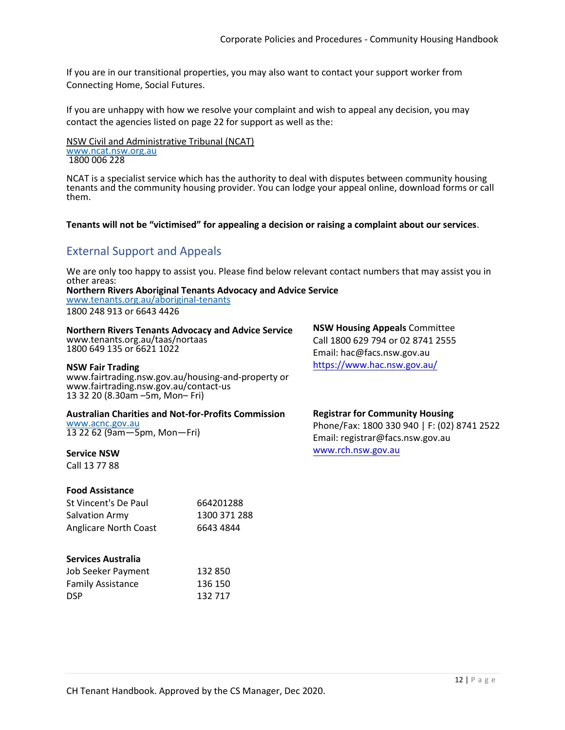If you are in our transitional properties, you may also want to contact your support worker from Connecting Home, Social Futures.

If you are unhappy with how we resolve your complaint and wish to appeal any decision, you may contact the agencies listed on page 22 for support as well as the:

NSW Civil and Administrative Tribunal (NCAT)
www.ncat.nsw.org.au
1800 006 228

NCAT is a specialist service which has the authority to deal with disputes between community housing tenants and the community housing provider. You can lodge your appeal online, download forms or call them.

**Tenants will not be "victimised" for appealing a decision or raising a complaint about our services**.

## External Support and Appeals

We are only too happy to assist you. Please find below relevant contact numbers that may assist you in other areas:

**Northern Rivers Aboriginal Tenants Advocacy and Advice Service**
www.tenants.org.au/aboriginal-tenants
1800 248 913 or 6643 4426

**Northern Rivers Tenants Advocacy and Advice Service**
www.tenants.org.au/taas/nortaas
1800 649 135 or 6621 1022

**NSW Fair Trading**
www.fairtrading.nsw.gov.au/housing-and-property or
www.fairtrading.nsw.gov.au/contact-us
13 32 20 (8.30am –5m, Mon– Fri)

**Australian Charities and Not-for-Profits Commission**
www.acnc.gov.au
13 22 62 (9am—5pm, Mon—Fri)

**Service NSW**
Call 13 77 88

**Food Assistance**

| | |
|---|---|
| St Vincent's De Paul | 664201288 |
| Salvation Army | 1300 371 288 |
| Anglicare North Coast | 6643 4844 |

**Services Australia**

| | |
|---|---|
| Job Seeker Payment | 132 850 |
| Family Assistance | 136 150 |
| DSP | 132 717 |

**NSW Housing Appeals** Committee
Call 1800 629 794 or 02 8741 2555
Email: hac@facs.nsw.gov.au
https://www.hac.nsw.gov.au/

**Registrar for Community Housing**
Phone/Fax: 1800 330 940 | F: (02) 8741 2522
Email: registrar@facs.nsw.gov.au
www.rch.nsw.gov.au

CH Tenant Handbook. Approved by the CS Manager, Dec 2020.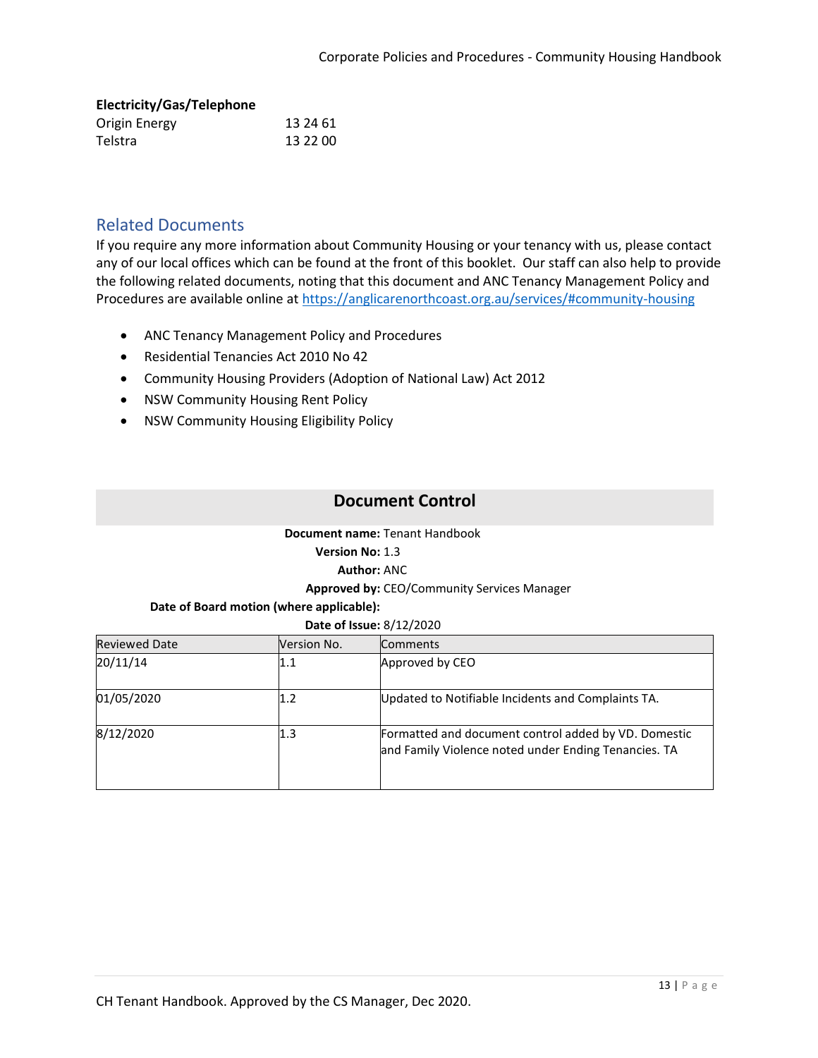**Electricity/Gas/Telephone**

| | |
|---|---|
| Origin Energy | 13 24 61 |
| Telstra | 13 22 00 |

## Related Documents

If you require any more information about Community Housing or your tenancy with us, please contact any of our local offices which can be found at the front of this booklet. Our staff can also help to provide the following related documents, noting that this document and ANC Tenancy Management Policy and Procedures are available online at https://anglicarenorthcoast.org.au/services/#community-housing

- ANC Tenancy Management Policy and Procedures
- Residential Tenancies Act 2010 No 42
- Community Housing Providers (Adoption of National Law) Act 2012
- NSW Community Housing Rent Policy
- NSW Community Housing Eligibility Policy

## Document Control

**Document name:** Tenant Handbook

**Version No:** 1.3

**Author:** ANC

**Approved by:** CEO/Community Services Manager

**Date of Board motion (where applicable):**

**Date of Issue:** 8/12/2020

| Reviewed Date | Version No. | Comments |
|---|---|---|
| 20/11/14 | 1.1 | Approved by CEO |
| 01/05/2020 | 1.2 | Updated to Notifiable Incidents and Complaints TA. |
| 8/12/2020 | 1.3 | Formatted and document control added by VD. Domestic and Family Violence noted under Ending Tenancies. TA |

CH Tenant Handbook. Approved by the CS Manager, Dec 2020.